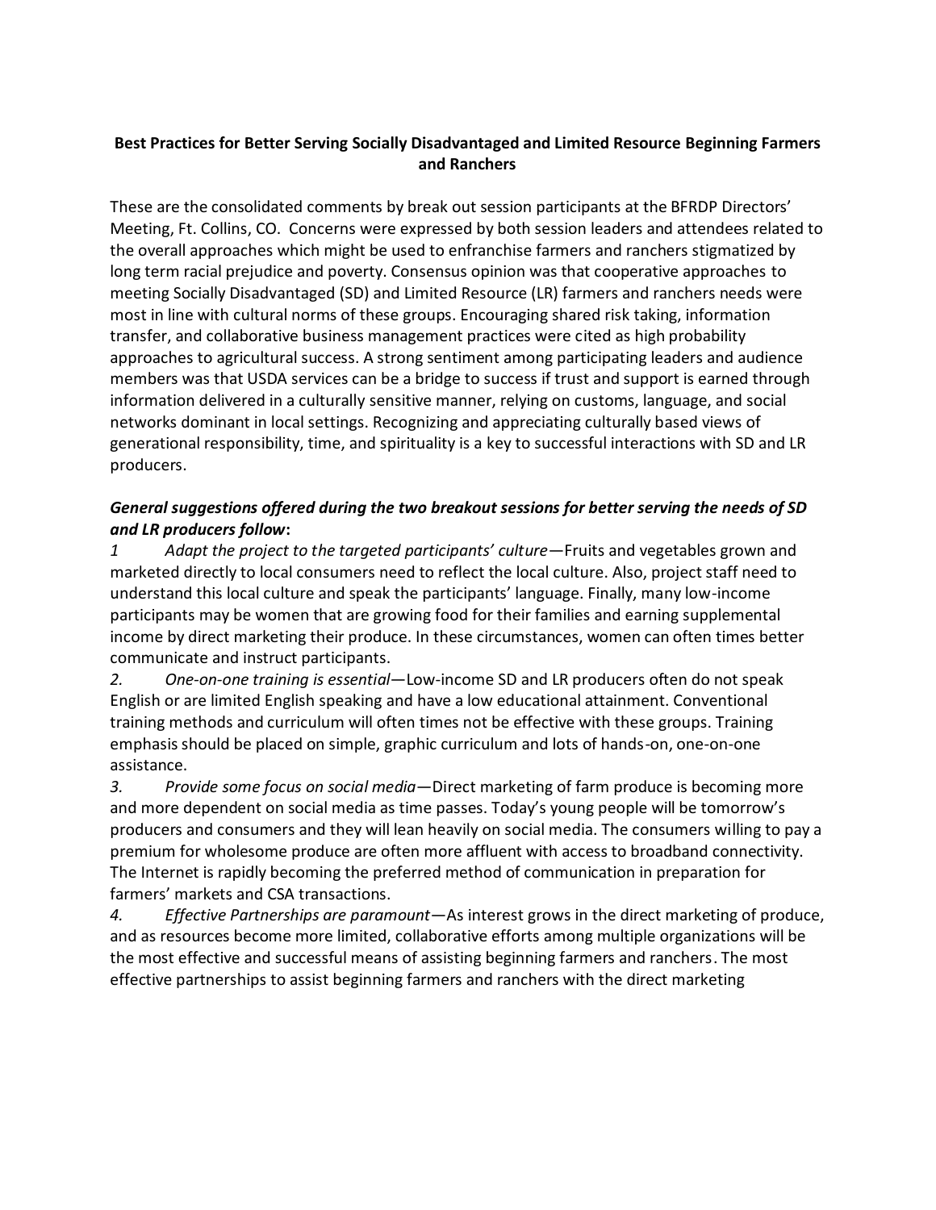# Best Practices for Better Serving Socially Disadvantaged and Limited Resource Beginning Farmers and Ranchers

These are the consolidated comments by break out session participants at the BFRDP Directors' Meeting, Ft. Collins, CO. Concerns were expressed by both session leaders and attendees related to the overall approaches which might be used to enfranchise farmers and ranchers stigmatized by long term racial prejudice and poverty. Consensus opinion was that cooperative approaches to meeting Socially Disadvantaged (SD) and Limited Resource (LR) farmers and ranchers needs were most in line with cultural norms of these groups. Encouraging shared risk taking, information transfer, and collaborative business management practices were cited as high probability approaches to agricultural success. A strong sentiment among participating leaders and audience members was that USDA services can be a bridge to success if trust and support is earned through information delivered in a culturally sensitive manner, relying on customs, language, and social networks dominant in local settings. Recognizing and appreciating culturally based views of generational responsibility, time, and spirituality is a key to successful interactions with SD and LR producers.

***General suggestions offered during the two breakout sessions for better serving the needs of SD and LR producers follow*:**

1 *Adapt the project to the targeted participants' culture*—Fruits and vegetables grown and marketed directly to local consumers need to reflect the local culture. Also, project staff need to understand this local culture and speak the participants' language. Finally, many low-income participants may be women that are growing food for their families and earning supplemental income by direct marketing their produce. In these circumstances, women can often times better communicate and instruct participants.

2. *One-on-one training is essential*—Low-income SD and LR producers often do not speak English or are limited English speaking and have a low educational attainment. Conventional training methods and curriculum will often times not be effective with these groups. Training emphasis should be placed on simple, graphic curriculum and lots of hands-on, one-on-one assistance.

3. *Provide some focus on social media*—Direct marketing of farm produce is becoming more and more dependent on social media as time passes. Today's young people will be tomorrow's producers and consumers and they will lean heavily on social media. The consumers willing to pay a premium for wholesome produce are often more affluent with access to broadband connectivity. The Internet is rapidly becoming the preferred method of communication in preparation for farmers' markets and CSA transactions.

4. *Effective Partnerships are paramount*—As interest grows in the direct marketing of produce, and as resources become more limited, collaborative efforts among multiple organizations will be the most effective and successful means of assisting beginning farmers and ranchers. The most effective partnerships to assist beginning farmers and ranchers with the direct marketing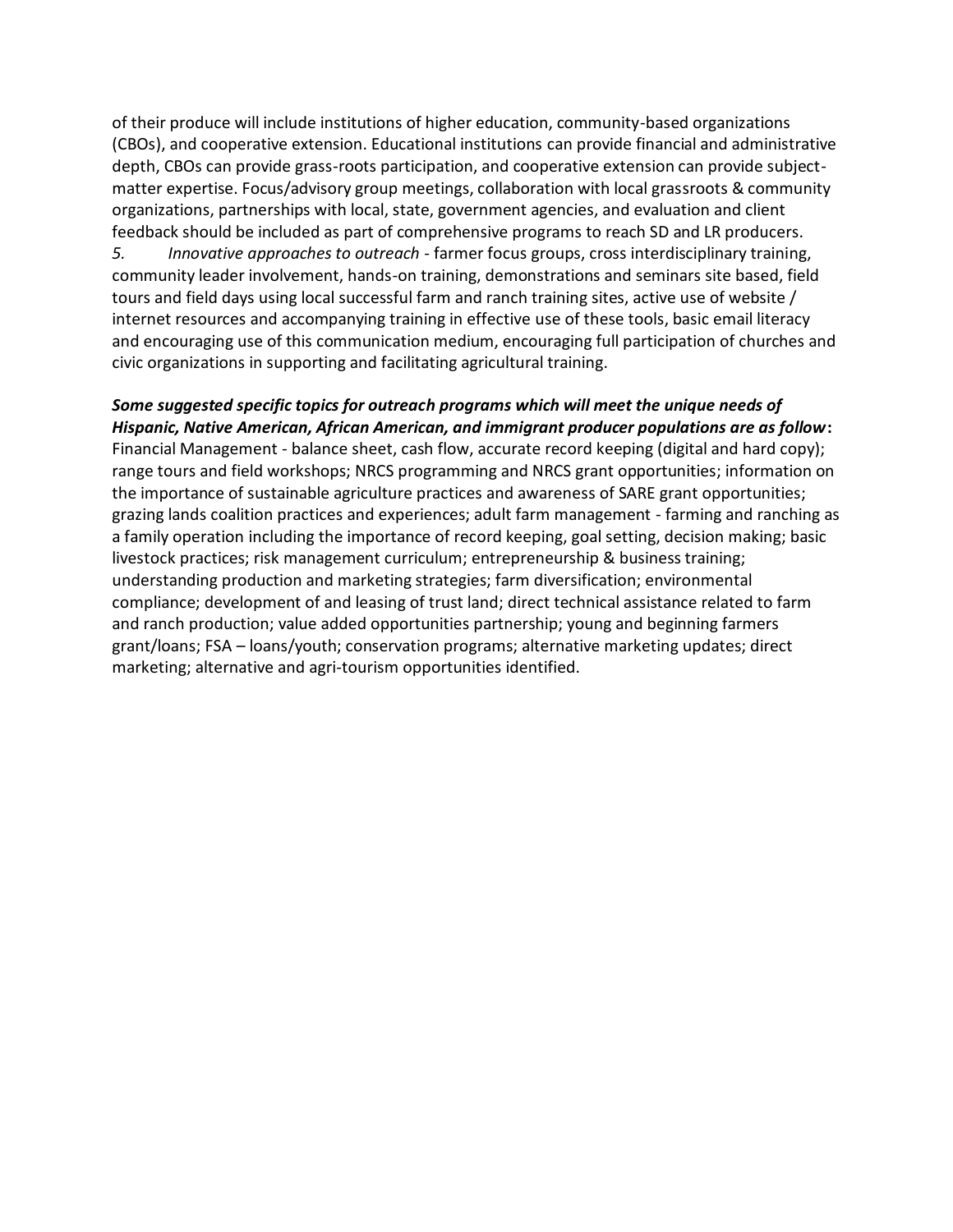of their produce will include institutions of higher education, community-based organizations (CBOs), and cooperative extension. Educational institutions can provide financial and administrative depth, CBOs can provide grass-roots participation, and cooperative extension can provide subject-matter expertise. Focus/advisory group meetings, collaboration with local grassroots & community organizations, partnerships with local, state, government agencies, and evaluation and client feedback should be included as part of comprehensive programs to reach SD and LR producers.

5. *Innovative approaches to outreach* - farmer focus groups, cross interdisciplinary training, community leader involvement, hands-on training, demonstrations and seminars site based, field tours and field days using local successful farm and ranch training sites, active use of website / internet resources and accompanying training in effective use of these tools, basic email literacy and encouraging use of this communication medium, encouraging full participation of churches and civic organizations in supporting and facilitating agricultural training.

***Some suggested specific topics for outreach programs which will meet the unique needs of Hispanic, Native American, African American, and immigrant producer populations are as follow*:** Financial Management - balance sheet, cash flow, accurate record keeping (digital and hard copy); range tours and field workshops; NRCS programming and NRCS grant opportunities; information on the importance of sustainable agriculture practices and awareness of SARE grant opportunities; grazing lands coalition practices and experiences; adult farm management - farming and ranching as a family operation including the importance of record keeping, goal setting, decision making; basic livestock practices; risk management curriculum; entrepreneurship & business training; understanding production and marketing strategies; farm diversification; environmental compliance; development of and leasing of trust land; direct technical assistance related to farm and ranch production; value added opportunities partnership; young and beginning farmers grant/loans; FSA – loans/youth; conservation programs; alternative marketing updates; direct marketing; alternative and agri-tourism opportunities identified.